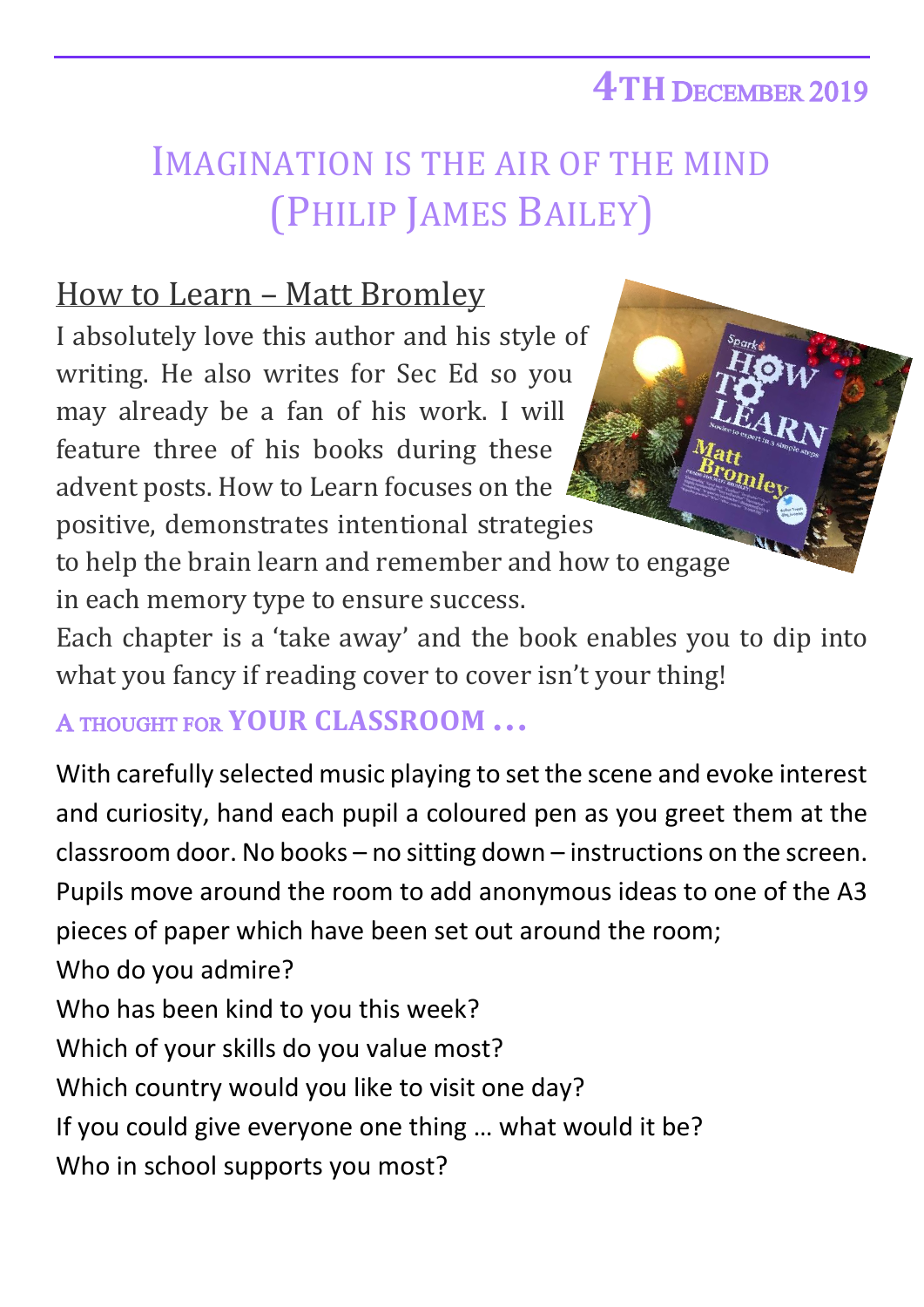**4TH DECEMBER 2019**

# IMAGINATION IS THE AIR OF THE MIND (PHILIP JAMES BAILEY)

## How to Learn – Matt Bromley

I absolutely love this author and his style of writing. He also writes for Sec Ed so you may already be a fan of his work. I will feature three of his books during these advent posts. How to Learn focuses on the positive, demonstrates intentional strategies to help the brain learn and remember and how to engage in each memory type to ensure success.

Each chapter is a 'take away' and the book enables you to dip into what you fancy if reading cover to cover isn't your thing!

### A THOUGHT FOR YOUR CLASSROOM …

With carefully selected music playing to set the scene and evoke interest and curiosity, hand each pupil a coloured pen as you greet them at the classroom door. No books – no sitting down – instructions on the screen. Pupils move around the room to add anonymous ideas to one of the A3 pieces of paper which have been set out around the room;

Who do you admire?

Who has been kind to you this week?

Which of your skills do you value most?

Which country would you like to visit one day?

If you could give everyone one thing … what would it be?

Who in school supports you most?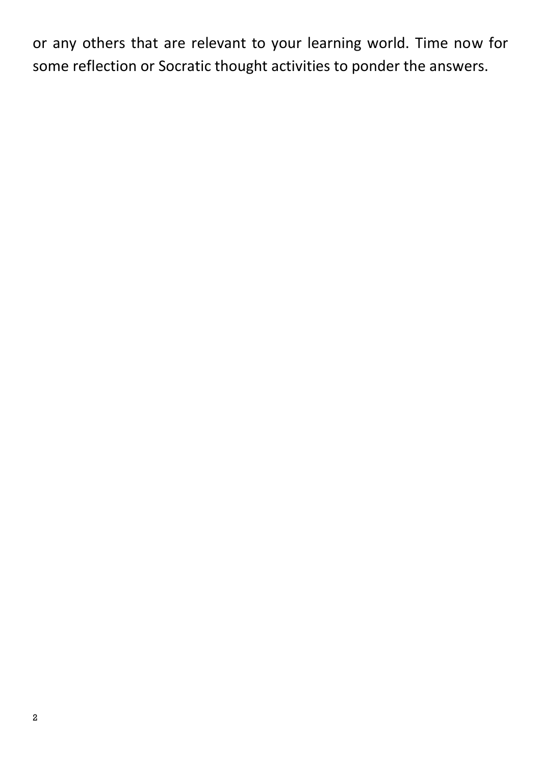or any others that are relevant to your learning world. Time now for some reflection or Socratic thought activities to ponder the answers.